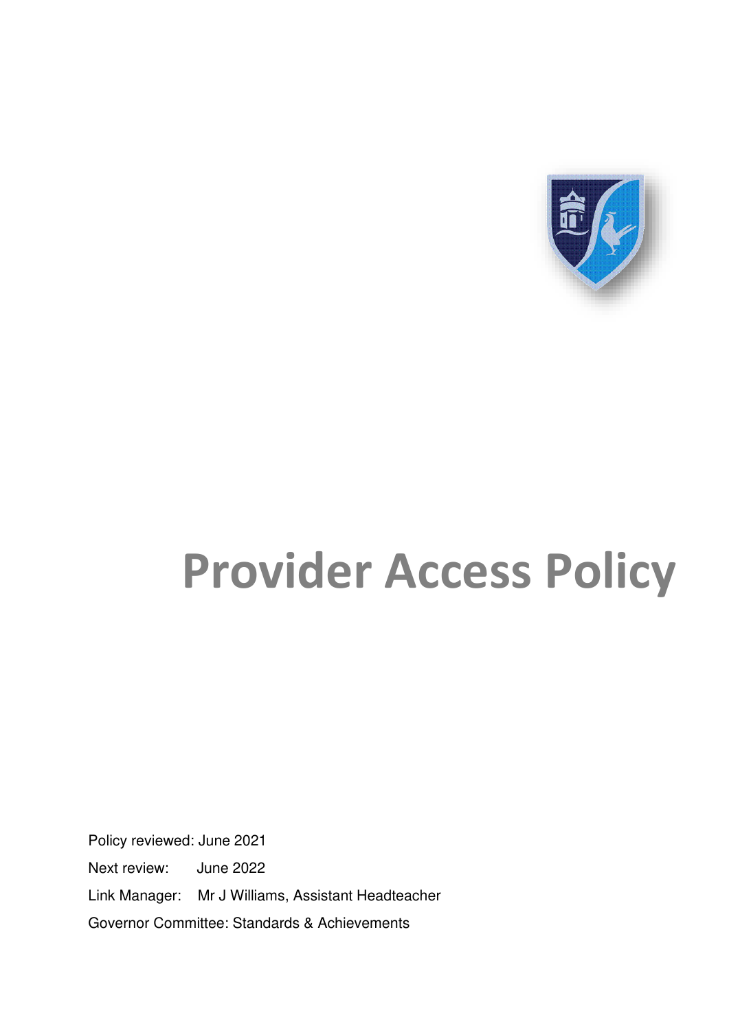# Provider Access Policy

Policy reviewed: June 2021

Next review: June 2022

Link Manager: Mr J Williams, Assistant Headteacher

Governor Committee: Standards & Achievements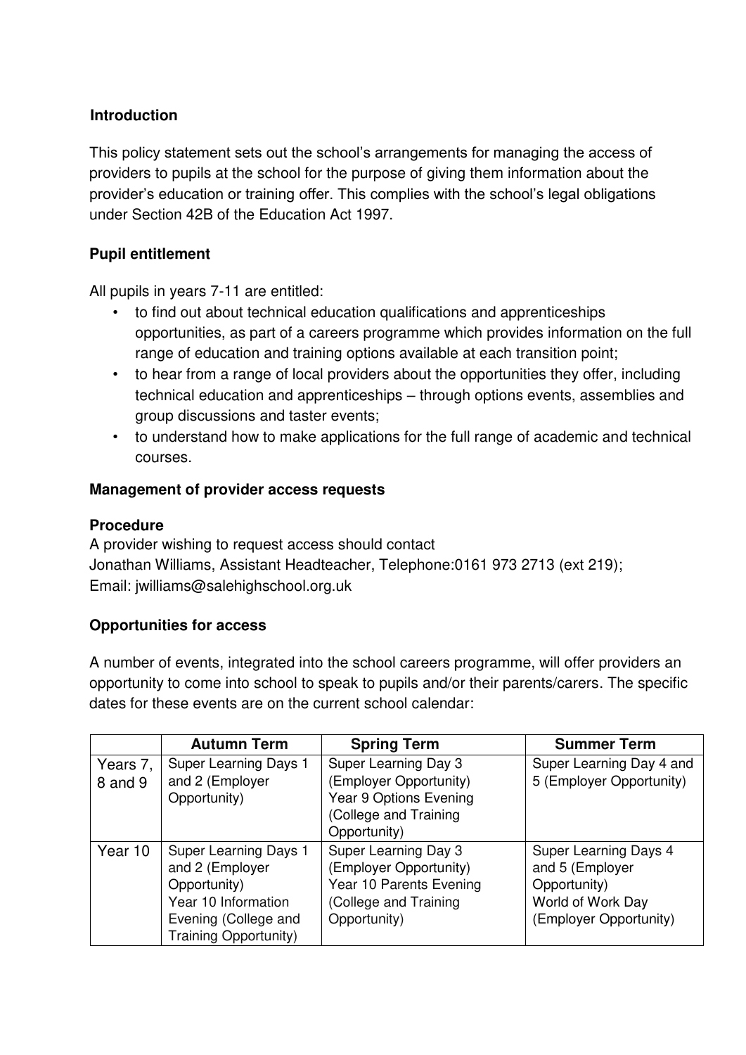## Introduction

This policy statement sets out the school's arrangements for managing the access of providers to pupils at the school for the purpose of giving them information about the provider's education or training offer. This complies with the school's legal obligations under Section 42B of the Education Act 1997.

## Pupil entitlement

All pupils in years 7-11 are entitled:

- to find out about technical education qualifications and apprenticeships opportunities, as part of a careers programme which provides information on the full range of education and training options available at each transition point;
- to hear from a range of local providers about the opportunities they offer, including technical education and apprenticeships – through options events, assemblies and group discussions and taster events;
- to understand how to make applications for the full range of academic and technical courses.

## Management of provider access requests

### Procedure

A provider wishing to request access should contact
Jonathan Williams, Assistant Headteacher, Telephone:0161 973 2713 (ext 219);
Email: jwilliams@salehighschool.org.uk

## Opportunities for access

A number of events, integrated into the school careers programme, will offer providers an opportunity to come into school to speak to pupils and/or their parents/carers. The specific dates for these events are on the current school calendar:

| | Autumn Term | Spring Term | Summer Term |
|---|---|---|---|
| Years 7, 8 and 9 | Super Learning Days 1 and 2 (Employer Opportunity) | Super Learning Day 3 (Employer Opportunity)<br>Year 9 Options Evening (College and Training Opportunity) | Super Learning Day 4 and 5 (Employer Opportunity) |
| Year 10 | Super Learning Days 1 and 2 (Employer Opportunity)<br>Year 10 Information Evening (College and Training Opportunity) | Super Learning Day 3 (Employer Opportunity)<br>Year 10 Parents Evening (College and Training Opportunity) | Super Learning Days 4 and 5 (Employer Opportunity)<br>World of Work Day (Employer Opportunity) |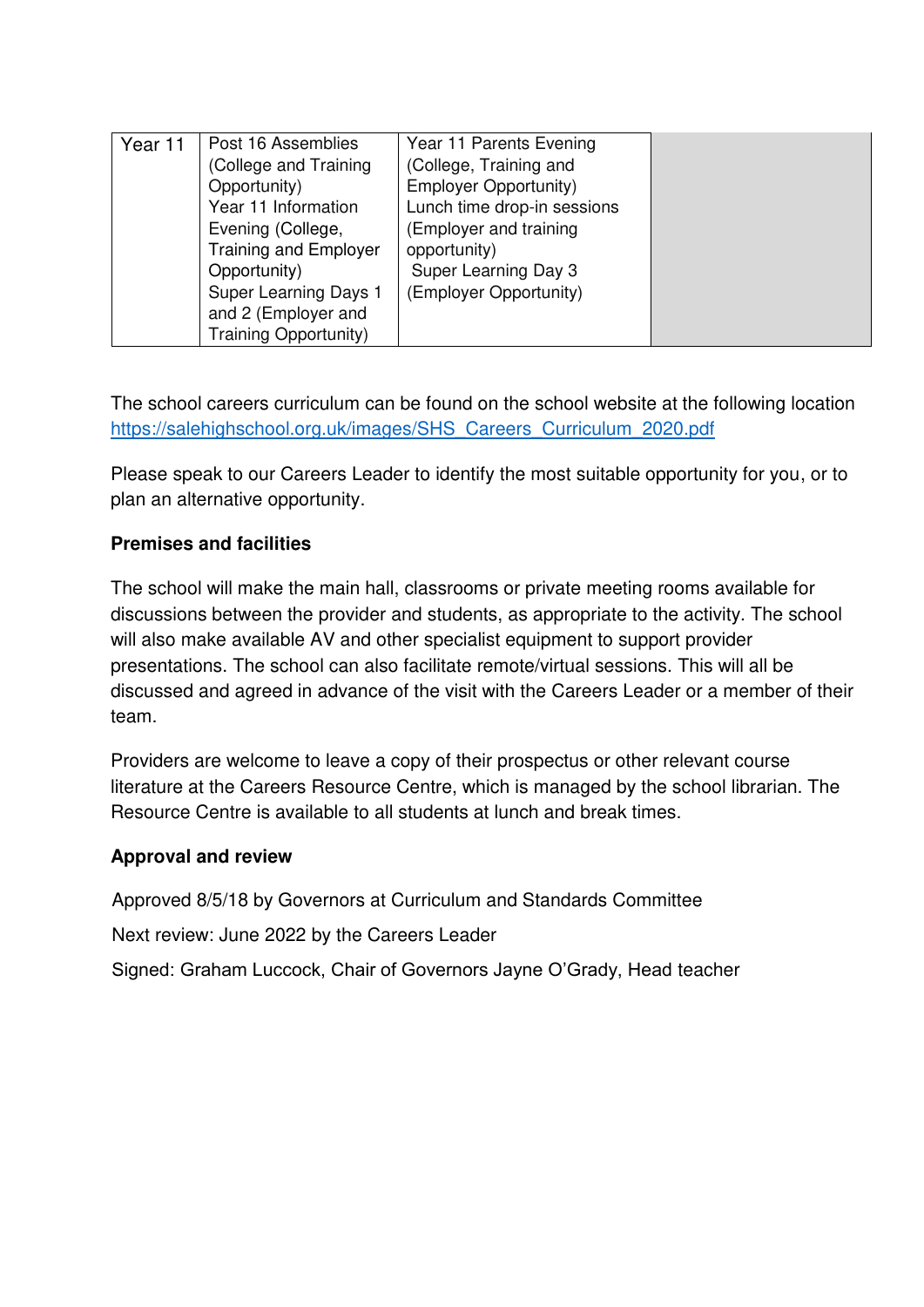| | | | |
|---|---|---|---|
| Year 11 | Post 16 Assemblies (College and Training Opportunity)<br>Year 11 Information Evening (College, Training and Employer Opportunity)<br>Super Learning Days 1 and 2 (Employer and Training Opportunity) | Year 11 Parents Evening (College, Training and Employer Opportunity)<br>Lunch time drop-in sessions (Employer and training opportunity)<br>Super Learning Day 3 (Employer Opportunity) | |

The school careers curriculum can be found on the school website at the following location https://salehighschool.org.uk/images/SHS_Careers_Curriculum_2020.pdf

Please speak to our Careers Leader to identify the most suitable opportunity for you, or to plan an alternative opportunity.

**Premises and facilities**

The school will make the main hall, classrooms or private meeting rooms available for discussions between the provider and students, as appropriate to the activity. The school will also make available AV and other specialist equipment to support provider presentations. The school can also facilitate remote/virtual sessions. This will all be discussed and agreed in advance of the visit with the Careers Leader or a member of their team.

Providers are welcome to leave a copy of their prospectus or other relevant course literature at the Careers Resource Centre, which is managed by the school librarian. The Resource Centre is available to all students at lunch and break times.

**Approval and review**

Approved 8/5/18 by Governors at Curriculum and Standards Committee

Next review: June 2022 by the Careers Leader

Signed: Graham Luccock, Chair of Governors Jayne O'Grady, Head teacher